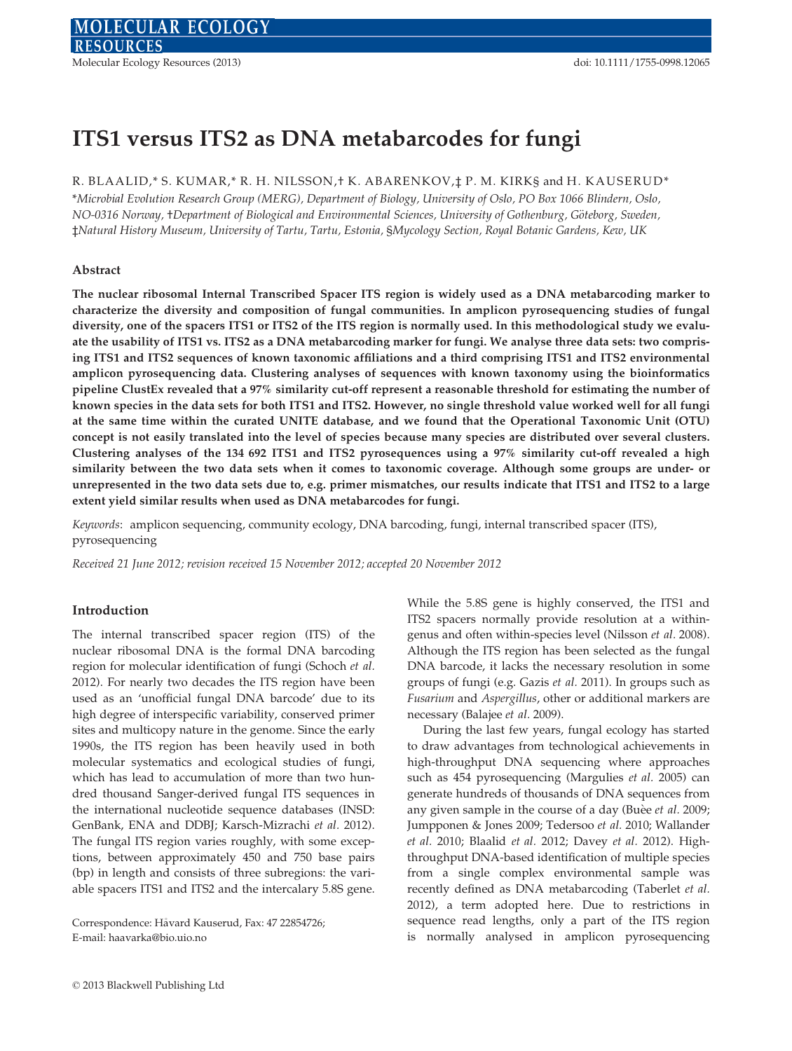# ITS1 versus ITS2 as DNA metabarcodes for fungi

R. BLAALID,* S. KUMAR,* R. H. NILSSON,† K. ABARENKOV,‡ P. M. KIRK§ and H. KAUSERUD*

*Microbial Evolution Research Group (MERG), Department of Biology, University of Oslo, PO Box 1066 Blindern, Oslo, NO-0316 Norway, †Department of Biological and Environmental Sciences, University of Gothenburg, Göteborg, Sweden, ‡Natural History Museum, University of Tartu, Tartu, Estonia, §Mycology Section, Royal Botanic Gardens, Kew, UK*

### Abstract

**The nuclear ribosomal Internal Transcribed Spacer ITS region is widely used as a DNA metabarcoding marker to characterize the diversity and composition of fungal communities. In amplicon pyrosequencing studies of fungal diversity, one of the spacers ITS1 or ITS2 of the ITS region is normally used. In this methodological study we evaluate the usability of ITS1 vs. ITS2 as a DNA metabarcoding marker for fungi. We analyse three data sets: two comprising ITS1 and ITS2 sequences of known taxonomic affiliations and a third comprising ITS1 and ITS2 environmental amplicon pyrosequencing data. Clustering analyses of sequences with known taxonomy using the bioinformatics pipeline ClustEx revealed that a 97% similarity cut-off represent a reasonable threshold for estimating the number of known species in the data sets for both ITS1 and ITS2. However, no single threshold value worked well for all fungi at the same time within the curated UNITE database, and we found that the Operational Taxonomic Unit (OTU) concept is not easily translated into the level of species because many species are distributed over several clusters. Clustering analyses of the 134 692 ITS1 and ITS2 pyrosequences using a 97% similarity cut-off revealed a high similarity between the two data sets when it comes to taxonomic coverage. Although some groups are under- or unrepresented in the two data sets due to, e.g. primer mismatches, our results indicate that ITS1 and ITS2 to a large extent yield similar results when used as DNA metabarcodes for fungi.**

*Keywords*: amplicon sequencing, community ecology, DNA barcoding, fungi, internal transcribed spacer (ITS), pyrosequencing

*Received 21 June 2012; revision received 15 November 2012; accepted 20 November 2012*

### Introduction

The internal transcribed spacer region (ITS) of the nuclear ribosomal DNA is the formal DNA barcoding region for molecular identification of fungi (Schoch *et al.* 2012). For nearly two decades the ITS region have been used as an 'unofficial fungal DNA barcode' due to its high degree of interspecific variability, conserved primer sites and multicopy nature in the genome. Since the early 1990s, the ITS region has been heavily used in both molecular systematics and ecological studies of fungi, which has lead to accumulation of more than two hundred thousand Sanger-derived fungal ITS sequences in the international nucleotide sequence databases (INSD: GenBank, ENA and DDBJ; Karsch-Mizrachi *et al.* 2012). The fungal ITS region varies roughly, with some exceptions, between approximately 450 and 750 base pairs (bp) in length and consists of three subregions: the variable spacers ITS1 and ITS2 and the intercalary 5.8S gene. While the 5.8S gene is highly conserved, the ITS1 and ITS2 spacers normally provide resolution at a within-genus and often within-species level (Nilsson *et al.* 2008). Although the ITS region has been selected as the fungal DNA barcode, it lacks the necessary resolution in some groups of fungi (e.g. Gazis *et al.* 2011). In groups such as *Fusarium* and *Aspergillus*, other or additional markers are necessary (Balajee *et al.* 2009).

During the last few years, fungal ecology has started to draw advantages from technological achievements in high-throughput DNA sequencing where approaches such as 454 pyrosequencing (Margulies *et al.* 2005) can generate hundreds of thousands of DNA sequences from any given sample in the course of a day (Buèe *et al.* 2009; Jumpponen & Jones 2009; Tedersoo *et al.* 2010; Wallander *et al.* 2010; Blaalid *et al.* 2012; Davey *et al.* 2012). High-throughput DNA-based identification of multiple species from a single complex environmental sample was recently defined as DNA metabarcoding (Taberlet *et al.* 2012), a term adopted here. Due to restrictions in sequence read lengths, only a part of the ITS region is normally analysed in amplicon pyrosequencing

Correspondence: Håvard Kauserud, Fax: 47 22854726; E-mail: haavarka@bio.uio.no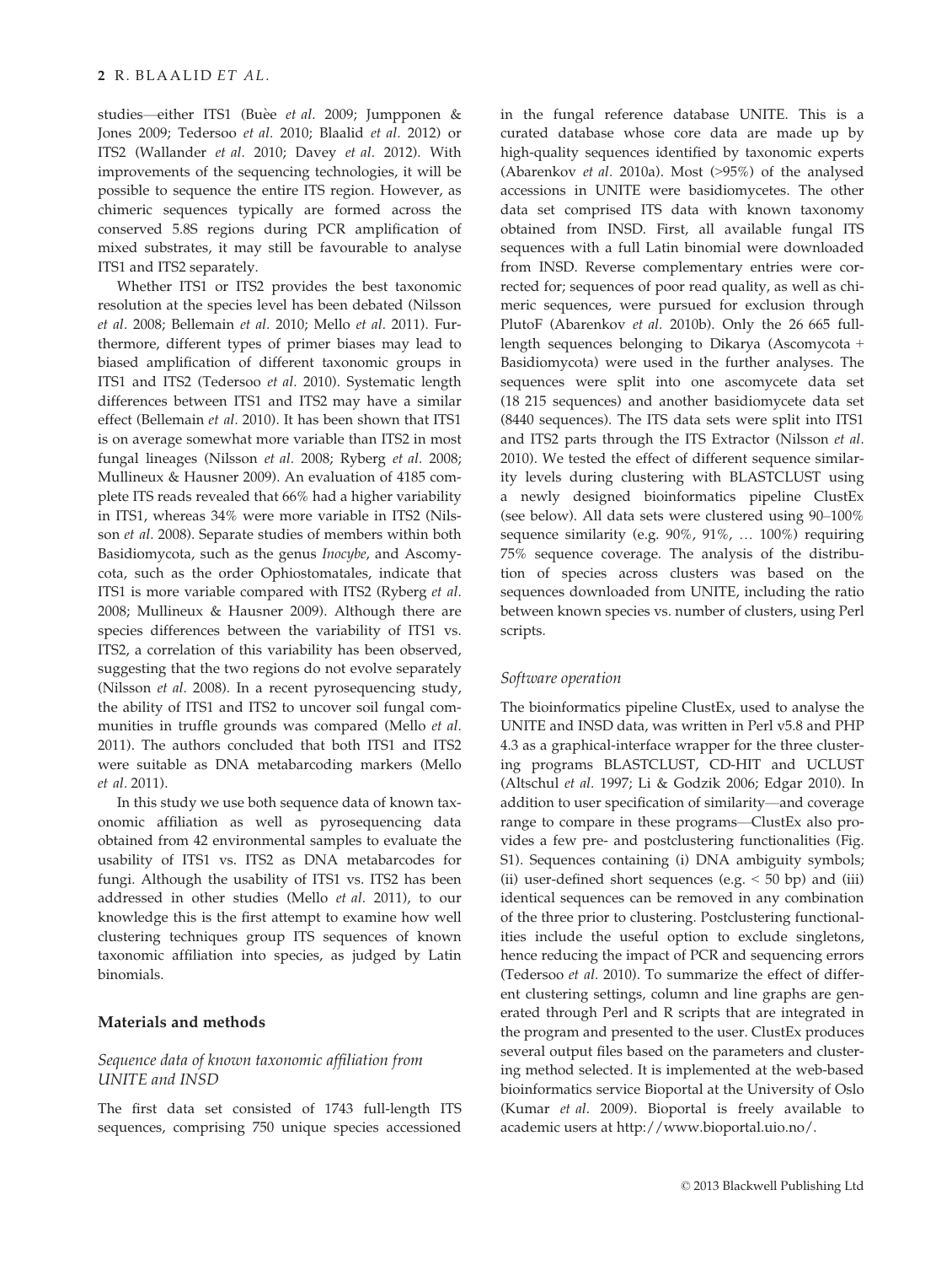studies—either ITS1 (Buèe *et al.* 2009; Jumpponen & Jones 2009; Tedersoo *et al.* 2010; Blaalid *et al.* 2012) or ITS2 (Wallander *et al.* 2010; Davey *et al.* 2012). With improvements of the sequencing technologies, it will be possible to sequence the entire ITS region. However, as chimeric sequences typically are formed across the conserved 5.8S regions during PCR amplification of mixed substrates, it may still be favourable to analyse ITS1 and ITS2 separately.

Whether ITS1 or ITS2 provides the best taxonomic resolution at the species level has been debated (Nilsson *et al.* 2008; Bellemain *et al.* 2010; Mello *et al.* 2011). Furthermore, different types of primer biases may lead to biased amplification of different taxonomic groups in ITS1 and ITS2 (Tedersoo *et al.* 2010). Systematic length differences between ITS1 and ITS2 may have a similar effect (Bellemain *et al.* 2010). It has been shown that ITS1 is on average somewhat more variable than ITS2 in most fungal lineages (Nilsson *et al.* 2008; Ryberg *et al.* 2008; Mullineux & Hausner 2009). An evaluation of 4185 complete ITS reads revealed that 66% had a higher variability in ITS1, whereas 34% were more variable in ITS2 (Nilsson *et al.* 2008). Separate studies of members within both Basidiomycota, such as the genus *Inocybe*, and Ascomycota, such as the order Ophiostomatales, indicate that ITS1 is more variable compared with ITS2 (Ryberg *et al.* 2008; Mullineux & Hausner 2009). Although there are species differences between the variability of ITS1 vs. ITS2, a correlation of this variability has been observed, suggesting that the two regions do not evolve separately (Nilsson *et al.* 2008). In a recent pyrosequencing study, the ability of ITS1 and ITS2 to uncover soil fungal communities in truffle grounds was compared (Mello *et al.* 2011). The authors concluded that both ITS1 and ITS2 were suitable as DNA metabarcoding markers (Mello *et al.* 2011).

In this study we use both sequence data of known taxonomic affiliation as well as pyrosequencing data obtained from 42 environmental samples to evaluate the usability of ITS1 vs. ITS2 as DNA metabarcodes for fungi. Although the usability of ITS1 vs. ITS2 has been addressed in other studies (Mello *et al.* 2011), to our knowledge this is the first attempt to examine how well clustering techniques group ITS sequences of known taxonomic affiliation into species, as judged by Latin binomials.

## Materials and methods

### *Sequence data of known taxonomic affiliation from UNITE and INSD*

The first data set consisted of 1743 full-length ITS sequences, comprising 750 unique species accessioned in the fungal reference database UNITE. This is a curated database whose core data are made up by high-quality sequences identified by taxonomic experts (Abarenkov *et al.* 2010a). Most (>95%) of the analysed accessions in UNITE were basidiomycetes. The other data set comprised ITS data with known taxonomy obtained from INSD. First, all available fungal ITS sequences with a full Latin binomial were downloaded from INSD. Reverse complementary entries were corrected for; sequences of poor read quality, as well as chimeric sequences, were pursued for exclusion through PlutoF (Abarenkov *et al.* 2010b). Only the 26 665 full-length sequences belonging to Dikarya (Ascomycota + Basidiomycota) were used in the further analyses. The sequences were split into one ascomycete data set (18 215 sequences) and another basidiomycete data set (8440 sequences). The ITS data sets were split into ITS1 and ITS2 parts through the ITS Extractor (Nilsson *et al.* 2010). We tested the effect of different sequence similarity levels during clustering with BLASTCLUST using a newly designed bioinformatics pipeline ClustEx (see below). All data sets were clustered using 90–100% sequence similarity (e.g. 90%, 91%, … 100%) requiring 75% sequence coverage. The analysis of the distribution of species across clusters was based on the sequences downloaded from UNITE, including the ratio between known species vs. number of clusters, using Perl scripts.

### *Software operation*

The bioinformatics pipeline ClustEx, used to analyse the UNITE and INSD data, was written in Perl v5.8 and PHP 4.3 as a graphical-interface wrapper for the three clustering programs BLASTCLUST, CD-HIT and UCLUST (Altschul *et al.* 1997; Li & Godzik 2006; Edgar 2010). In addition to user specification of similarity—and coverage range to compare in these programs—ClustEx also provides a few pre- and postclustering functionalities (Fig. S1). Sequences containing (i) DNA ambiguity symbols; (ii) user-defined short sequences (e.g. < 50 bp) and (iii) identical sequences can be removed in any combination of the three prior to clustering. Postclustering functionalities include the useful option to exclude singletons, hence reducing the impact of PCR and sequencing errors (Tedersoo *et al.* 2010). To summarize the effect of different clustering settings, column and line graphs are generated through Perl and R scripts that are integrated in the program and presented to the user. ClustEx produces several output files based on the parameters and clustering method selected. It is implemented at the web-based bioinformatics service Bioportal at the University of Oslo (Kumar *et al.* 2009). Bioportal is freely available to academic users at http://www.bioportal.uio.no/.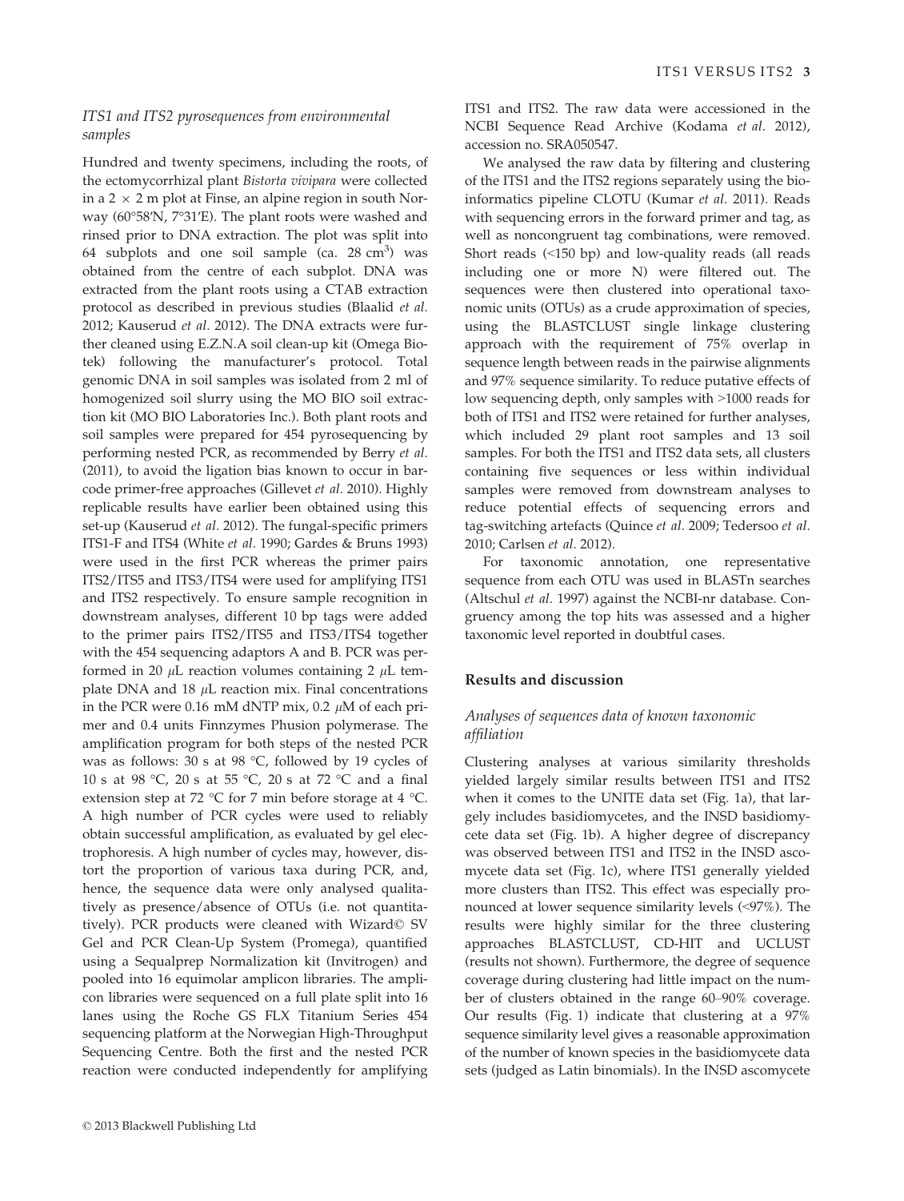### ITS1 and ITS2 pyrosequences from environmental samples

Hundred and twenty specimens, including the roots, of the ectomycorrhizal plant *Bistorta vivipara* were collected in a 2 × 2 m plot at Finse, an alpine region in south Norway (60°58′N, 7°31′E). The plant roots were washed and rinsed prior to DNA extraction. The plot was split into 64 subplots and one soil sample (ca. 28 cm$^3$) was obtained from the centre of each subplot. DNA was extracted from the plant roots using a CTAB extraction protocol as described in previous studies (Blaalid *et al.* 2012; Kauserud *et al.* 2012). The DNA extracts were further cleaned using E.Z.N.A soil clean-up kit (Omega Biotek) following the manufacturer's protocol. Total genomic DNA in soil samples was isolated from 2 ml of homogenized soil slurry using the MO BIO soil extraction kit (MO BIO Laboratories Inc.). Both plant roots and soil samples were prepared for 454 pyrosequencing by performing nested PCR, as recommended by Berry *et al.* (2011), to avoid the ligation bias known to occur in barcode primer-free approaches (Gillevet *et al.* 2010). Highly replicable results have earlier been obtained using this set-up (Kauserud *et al.* 2012). The fungal-specific primers ITS1-F and ITS4 (White *et al.* 1990; Gardes & Bruns 1993) were used in the first PCR whereas the primer pairs ITS2/ITS5 and ITS3/ITS4 were used for amplifying ITS1 and ITS2 respectively. To ensure sample recognition in downstream analyses, different 10 bp tags were added to the primer pairs ITS2/ITS5 and ITS3/ITS4 together with the 454 sequencing adaptors A and B. PCR was performed in 20 $\mu$L reaction volumes containing 2 $\mu$L template DNA and 18 $\mu$L reaction mix. Final concentrations in the PCR were 0.16 mM dNTP mix, 0.2 $\mu$M of each primer and 0.4 units Finnzymes Phusion polymerase. The amplification program for both steps of the nested PCR was as follows: 30 s at 98 °C, followed by 19 cycles of 10 s at 98 °C, 20 s at 55 °C, 20 s at 72 °C and a final extension step at 72 °C for 7 min before storage at 4 °C. A high number of PCR cycles were used to reliably obtain successful amplification, as evaluated by gel electrophoresis. A high number of cycles may, however, distort the proportion of various taxa during PCR, and, hence, the sequence data were only analysed qualitatively as presence/absence of OTUs (i.e. not quantitatively). PCR products were cleaned with Wizard© SV Gel and PCR Clean-Up System (Promega), quantified using a Sequalprep Normalization kit (Invitrogen) and pooled into 16 equimolar amplicon libraries. The amplicon libraries were sequenced on a full plate split into 16 lanes using the Roche GS FLX Titanium Series 454 sequencing platform at the Norwegian High-Throughput Sequencing Centre. Both the first and the nested PCR reaction were conducted independently for amplifying ITS1 and ITS2. The raw data were accessioned in the NCBI Sequence Read Archive (Kodama *et al.* 2012), accession no. SRA050547.

We analysed the raw data by filtering and clustering of the ITS1 and the ITS2 regions separately using the bioinformatics pipeline CLOTU (Kumar *et al.* 2011). Reads with sequencing errors in the forward primer and tag, as well as noncongruent tag combinations, were removed. Short reads (<150 bp) and low-quality reads (all reads including one or more N) were filtered out. The sequences were then clustered into operational taxonomic units (OTUs) as a crude approximation of species, using the BLASTCLUST single linkage clustering approach with the requirement of 75% overlap in sequence length between reads in the pairwise alignments and 97% sequence similarity. To reduce putative effects of low sequencing depth, only samples with >1000 reads for both of ITS1 and ITS2 were retained for further analyses, which included 29 plant root samples and 13 soil samples. For both the ITS1 and ITS2 data sets, all clusters containing five sequences or less within individual samples were removed from downstream analyses to reduce potential effects of sequencing errors and tag-switching artefacts (Quince *et al.* 2009; Tedersoo *et al.* 2010; Carlsen *et al.* 2012).

For taxonomic annotation, one representative sequence from each OTU was used in BLASTn searches (Altschul *et al.* 1997) against the NCBI-nr database. Congruency among the top hits was assessed and a higher taxonomic level reported in doubtful cases.

## Results and discussion

### Analyses of sequences data of known taxonomic affiliation

Clustering analyses at various similarity thresholds yielded largely similar results between ITS1 and ITS2 when it comes to the UNITE data set (Fig. 1a), that largely includes basidiomycetes, and the INSD basidiomycete data set (Fig. 1b). A higher degree of discrepancy was observed between ITS1 and ITS2 in the INSD ascomycete data set (Fig. 1c), where ITS1 generally yielded more clusters than ITS2. This effect was especially pronounced at lower sequence similarity levels (<97%). The results were highly similar for the three clustering approaches BLASTCLUST, CD-HIT and UCLUST (results not shown). Furthermore, the degree of sequence coverage during clustering had little impact on the number of clusters obtained in the range 60–90% coverage. Our results (Fig. 1) indicate that clustering at a 97% sequence similarity level gives a reasonable approximation of the number of known species in the basidiomycete data sets (judged as Latin binomials). In the INSD ascomycete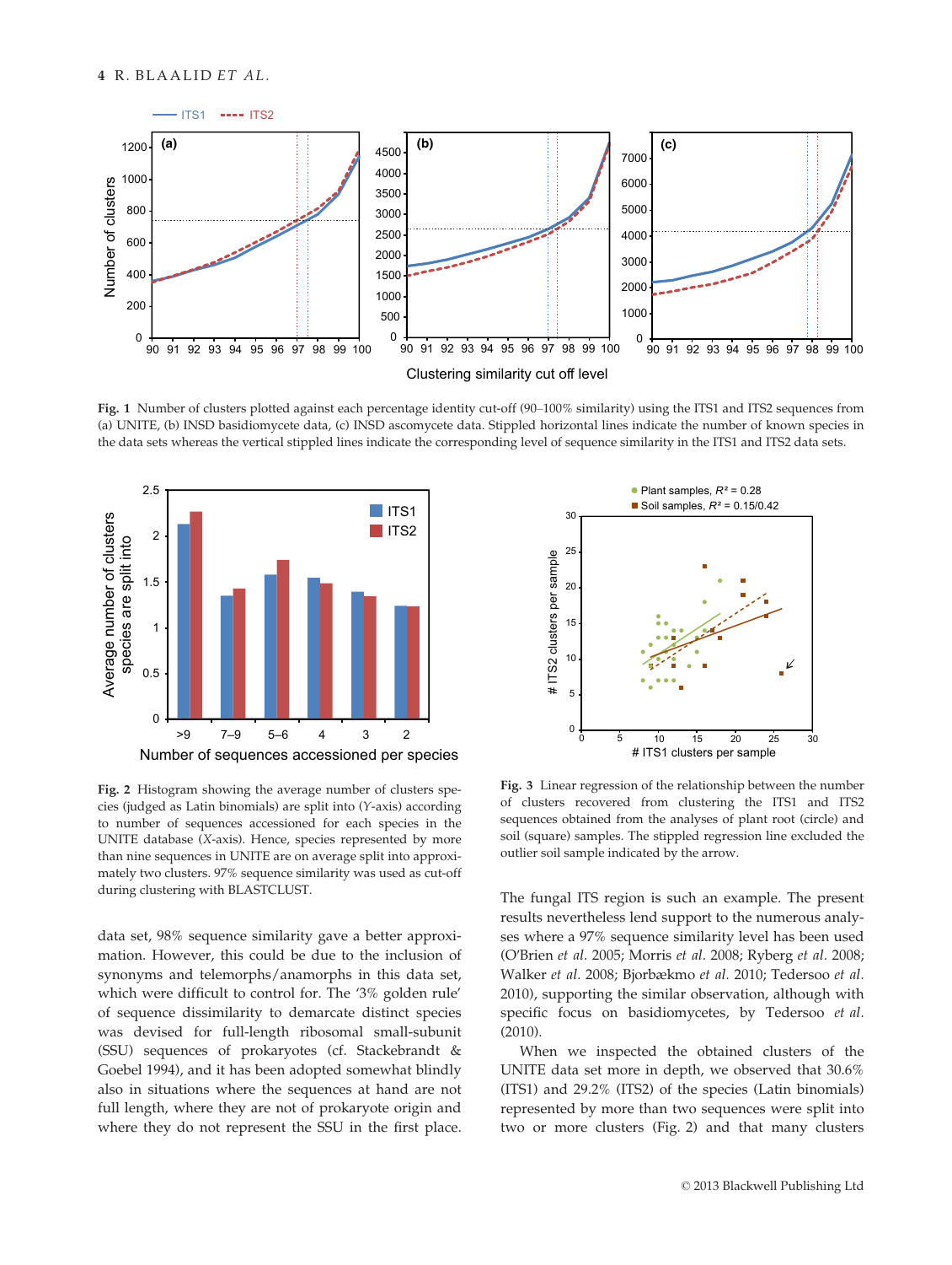**Fig. 1** Number of clusters plotted against each percentage identity cut-off (90–100% similarity) using the ITS1 and ITS2 sequences from (a) UNITE, (b) INSD basidiomycete data, (c) INSD ascomycete data. Stippled horizontal lines indicate the number of known species in the data sets whereas the vertical stippled lines indicate the corresponding level of sequence similarity in the ITS1 and ITS2 data sets.

**Fig. 2** Histogram showing the average number of clusters species (judged as Latin binomials) are split into (*Y*-axis) according to number of sequences accessioned for each species in the UNITE database (*X*-axis). Hence, species represented by more than nine sequences in UNITE are on average split into approximately two clusters. 97% sequence similarity was used as cut-off during clustering with BLASTCLUST.

**Fig. 3** Linear regression of the relationship between the number of clusters recovered from clustering the ITS1 and ITS2 sequences obtained from the analyses of plant root (circle) and soil (square) samples. The stippled regression line excluded the outlier soil sample indicated by the arrow.

data set, 98% sequence similarity gave a better approximation. However, this could be due to the inclusion of synonyms and telemorphs/anamorphs in this data set, which were difficult to control for. The '3% golden rule' of sequence dissimilarity to demarcate distinct species was devised for full-length ribosomal small-subunit (SSU) sequences of prokaryotes (cf. Stackebrandt & Goebel 1994), and it has been adopted somewhat blindly also in situations where the sequences at hand are not full length, where they are not of prokaryote origin and where they do not represent the SSU in the first place. The fungal ITS region is such an example. The present results nevertheless lend support to the numerous analyses where a 97% sequence similarity level has been used (O'Brien *et al.* 2005; Morris *et al.* 2008; Ryberg *et al.* 2008; Walker *et al.* 2008; Bjorbækmo *et al.* 2010; Tedersoo *et al.* 2010), supporting the similar observation, although with specific focus on basidiomycetes, by Tedersoo *et al.* (2010).

When we inspected the obtained clusters of the UNITE data set more in depth, we observed that 30.6% (ITS1) and 29.2% (ITS2) of the species (Latin binomials) represented by more than two sequences were split into two or more clusters (Fig. 2) and that many clusters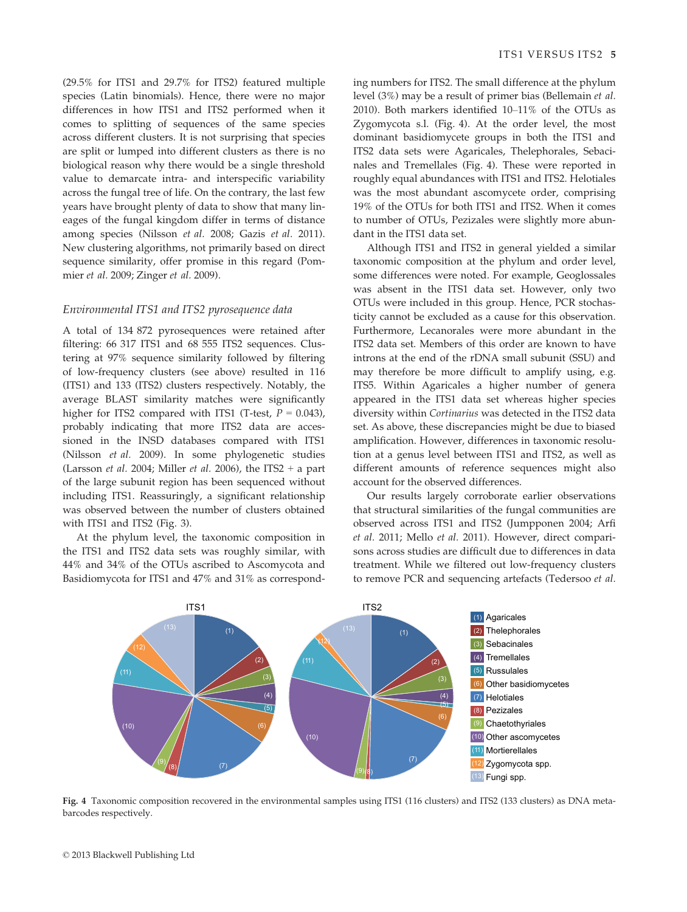(29.5% for ITS1 and 29.7% for ITS2) featured multiple species (Latin binomials). Hence, there were no major differences in how ITS1 and ITS2 performed when it comes to splitting of sequences of the same species across different clusters. It is not surprising that species are split or lumped into different clusters as there is no biological reason why there would be a single threshold value to demarcate intra- and interspecific variability across the fungal tree of life. On the contrary, the last few years have brought plenty of data to show that many lineages of the fungal kingdom differ in terms of distance among species (Nilsson *et al.* 2008; Gazis *et al.* 2011). New clustering algorithms, not primarily based on direct sequence similarity, offer promise in this regard (Pommier *et al.* 2009; Zinger *et al.* 2009).

### *Environmental ITS1 and ITS2 pyrosequence data*

A total of 134 872 pyrosequences were retained after filtering: 66 317 ITS1 and 68 555 ITS2 sequences. Clustering at 97% sequence similarity followed by filtering of low-frequency clusters (see above) resulted in 116 (ITS1) and 133 (ITS2) clusters respectively. Notably, the average BLAST similarity matches were significantly higher for ITS2 compared with ITS1 (T-test, $P = 0.043$), probably indicating that more ITS2 data are accessioned in the INSD databases compared with ITS1 (Nilsson *et al.* 2009). In some phylogenetic studies (Larsson *et al.* 2004; Miller *et al.* 2006), the ITS2 + a part of the large subunit region has been sequenced without including ITS1. Reassuringly, a significant relationship was observed between the number of clusters obtained with ITS1 and ITS2 (Fig. 3).

At the phylum level, the taxonomic composition in the ITS1 and ITS2 data sets was roughly similar, with 44% and 34% of the OTUs ascribed to Ascomycota and Basidiomycota for ITS1 and 47% and 31% as corresponding numbers for ITS2. The small difference at the phylum level (3%) may be a result of primer bias (Bellemain *et al.* 2010). Both markers identified 10–11% of the OTUs as Zygomycota s.l. (Fig. 4). At the order level, the most dominant basidiomycete groups in both the ITS1 and ITS2 data sets were Agaricales, Thelephorales, Sebacinales and Tremellales (Fig. 4). These were reported in roughly equal abundances with ITS1 and ITS2. Helotiales was the most abundant ascomycete order, comprising 19% of the OTUs for both ITS1 and ITS2. When it comes to number of OTUs, Pezizales were slightly more abundant in the ITS1 data set.

Although ITS1 and ITS2 in general yielded a similar taxonomic composition at the phylum and order level, some differences were noted. For example, Geoglossales was absent in the ITS1 data set. However, only two OTUs were included in this group. Hence, PCR stochasticity cannot be excluded as a cause for this observation. Furthermore, Lecanorales were more abundant in the ITS2 data set. Members of this order are known to have introns at the end of the rDNA small subunit (SSU) and may therefore be more difficult to amplify using, e.g. ITS5. Within Agaricales a higher number of genera appeared in the ITS1 data set whereas higher species diversity within *Cortinarius* was detected in the ITS2 data set. As above, these discrepancies might be due to biased amplification. However, differences in taxonomic resolution at a genus level between ITS1 and ITS2, as well as different amounts of reference sequences might also account for the observed differences.

Our results largely corroborate earlier observations that structural similarities of the fungal communities are observed across ITS1 and ITS2 (Jumpponen 2004; Arfi *et al.* 2011; Mello *et al.* 2011). However, direct comparisons across studies are difficult due to differences in data treatment. While we filtered out low-frequency clusters to remove PCR and sequencing artefacts (Tedersoo *et al.*

**Fig. 4** Taxonomic composition recovered in the environmental samples using ITS1 (116 clusters) and ITS2 (133 clusters) as DNA metabarcodes respectively.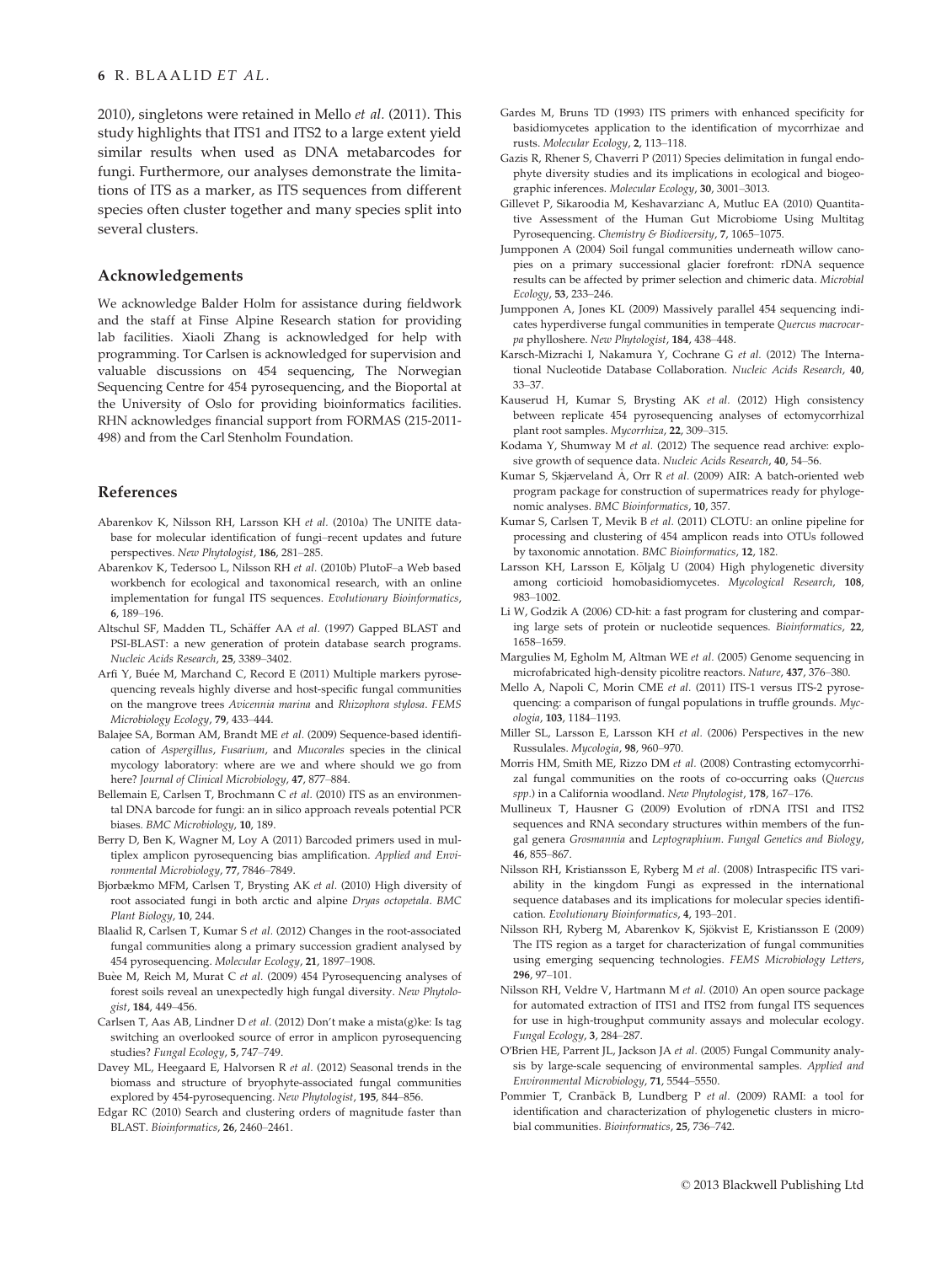2010), singletons were retained in Mello *et al.* (2011). This study highlights that ITS1 and ITS2 to a large extent yield similar results when used as DNA metabarcodes for fungi. Furthermore, our analyses demonstrate the limitations of ITS as a marker, as ITS sequences from different species often cluster together and many species split into several clusters.

## Acknowledgements

We acknowledge Balder Holm for assistance during fieldwork and the staff at Finse Alpine Research station for providing lab facilities. Xiaoli Zhang is acknowledged for help with programming. Tor Carlsen is acknowledged for supervision and valuable discussions on 454 sequencing, The Norwegian Sequencing Centre for 454 pyrosequencing, and the Bioportal at the University of Oslo for providing bioinformatics facilities. RHN acknowledges financial support from FORMAS (215-2011-498) and from the Carl Stenholm Foundation.

## References

Abarenkov K, Nilsson RH, Larsson KH *et al.* (2010a) The UNITE database for molecular identification of fungi–recent updates and future perspectives. *New Phytologist*, **186**, 281–285.

Abarenkov K, Tedersoo L, Nilsson RH *et al.* (2010b) PlutoF–a Web based workbench for ecological and taxonomical research, with an online implementation for fungal ITS sequences. *Evolutionary Bioinformatics*, **6**, 189–196.

Altschul SF, Madden TL, Schäffer AA *et al.* (1997) Gapped BLAST and PSI-BLAST: a new generation of protein database search programs. *Nucleic Acids Research*, **25**, 3389–3402.

Arfi Y, Buée M, Marchand C, Record E (2011) Multiple markers pyrosequencing reveals highly diverse and host-specific fungal communities on the mangrove trees *Avicennia marina* and *Rhizophora stylosa*. *FEMS Microbiology Ecology*, **79**, 433–444.

Balajee SA, Borman AM, Brandt ME *et al.* (2009) Sequence-based identification of *Aspergillus*, *Fusarium*, and *Mucorales* species in the clinical mycology laboratory: where are we and where should we go from here? *Journal of Clinical Microbiology*, **47**, 877–884.

Bellemain E, Carlsen T, Brochmann C *et al.* (2010) ITS as an environmental DNA barcode for fungi: an in silico approach reveals potential PCR biases. *BMC Microbiology*, **10**, 189.

Berry D, Ben K, Wagner M, Loy A (2011) Barcoded primers used in multiplex amplicon pyrosequencing bias amplification. *Applied and Environmental Microbiology*, **77**, 7846–7849.

Bjorbækmo MFM, Carlsen T, Brysting AK *et al.* (2010) High diversity of root associated fungi in both arctic and alpine *Dryas octopetala*. *BMC Plant Biology*, **10**, 244.

Blaalid R, Carlsen T, Kumar S *et al.* (2012) Changes in the root-associated fungal communities along a primary succession gradient analysed by 454 pyrosequencing. *Molecular Ecology*, **21**, 1897–1908.

Buèe M, Reich M, Murat C *et al.* (2009) 454 Pyrosequencing analyses of forest soils reveal an unexpectedly high fungal diversity. *New Phytologist*, **184**, 449–456.

Carlsen T, Aas AB, Lindner D *et al.* (2012) Don't make a mista(g)ke: Is tag switching an overlooked source of error in amplicon pyrosequencing studies? *Fungal Ecology*, **5**, 747–749.

Davey ML, Heegaard E, Halvorsen R *et al.* (2012) Seasonal trends in the biomass and structure of bryophyte-associated fungal communities explored by 454-pyrosequencing. *New Phytologist*, **195**, 844–856.

Edgar RC (2010) Search and clustering orders of magnitude faster than BLAST. *Bioinformatics*, **26**, 2460–2461.

Gardes M, Bruns TD (1993) ITS primers with enhanced specificity for basidiomycetes application to the identification of mycorrhizae and rusts. *Molecular Ecology*, **2**, 113–118.

Gazis R, Rhener S, Chaverri P (2011) Species delimitation in fungal endophyte diversity studies and its implications in ecological and biogeographic inferences. *Molecular Ecology*, **30**, 3001–3013.

Gillevet P, Sikaroodia M, Keshavarzianc A, Mutluc EA (2010) Quantitative Assessment of the Human Gut Microbiome Using Multitag Pyrosequencing. *Chemistry & Biodiversity*, **7**, 1065–1075.

Jumpponen A (2004) Soil fungal communities underneath willow canopies on a primary successional glacier forefront: rDNA sequence results can be affected by primer selection and chimeric data. *Microbial Ecology*, **53**, 233–246.

Jumpponen A, Jones KL (2009) Massively parallel 454 sequencing indicates hyperdiverse fungal communities in temperate *Quercus macrocarpa* phyllosphere. *New Phytologist*, **184**, 438–448.

Karsch-Mizrachi I, Nakamura Y, Cochrane G *et al.* (2012) The International Nucleotide Database Collaboration. *Nucleic Acids Research*, **40**, 33–37.

Kauserud H, Kumar S, Brysting AK *et al.* (2012) High consistency between replicate 454 pyrosequencing analyses of ectomycorrhizal plant root samples. *Mycorrhiza*, **22**, 309–315.

Kodama Y, Shumway M *et al.* (2012) The sequence read archive: explosive growth of sequence data. *Nucleic Acids Research*, **40**, 54–56.

Kumar S, Skjæveland Å, Orr R *et al.* (2009) AIR: A batch-oriented web program package for construction of supermatrices ready for phylogenomic analyses. *BMC Bioinformatics*, **10**, 357.

Kumar S, Carlsen T, Mevik B *et al.* (2011) CLOTU: an online pipeline for processing and clustering of 454 amplicon reads into OTUs followed by taxonomic annotation. *BMC Bioinformatics*, **12**, 182.

Larsson KH, Larsson E, Kõljalg U (2004) High phylogenetic diversity among corticioid homobasidiomycetes. *Mycological Research*, **108**, 983–1002.

Li W, Godzik A (2006) CD-hit: a fast program for clustering and comparing large sets of protein or nucleotide sequences. *Bioinformatics*, **22**, 1658–1659.

Margulies M, Egholm M, Altman WE *et al.* (2005) Genome sequencing in microfabricated high-density picolitre reactors. *Nature*, **437**, 376–380.

Mello A, Napoli C, Morin CME *et al.* (2011) ITS-1 versus ITS-2 pyrosequencing: a comparison of fungal populations in truffle grounds. *Mycologia*, **103**, 1184–1193.

Miller SL, Larsson E, Larsson KH *et al.* (2006) Perspectives in the new Russulales. *Mycologia*, **98**, 960–970.

Morris HM, Smith ME, Rizzo DM *et al.* (2008) Contrasting ectomycorrhizal fungal communities on the roots of co-occurring oaks (*Quercus spp.*) in a California woodland. *New Phytologist*, **178**, 167–176.

Mullineux T, Hausner G (2009) Evolution of rDNA ITS1 and ITS2 sequences and RNA secondary structures within members of the fungal genera *Grosmannia* and *Leptographium*. *Fungal Genetics and Biology*, **46**, 855–867.

Nilsson RH, Kristiansson E, Ryberg M *et al.* (2008) Intraspecific ITS variability in the kingdom Fungi as expressed in the international sequence databases and its implications for molecular species identification. *Evolutionary Bioinformatics*, **4**, 193–201.

Nilsson RH, Ryberg M, Abarenkov K, Sjökvist E, Kristiansson E (2009) The ITS region as a target for characterization of fungal communities using emerging sequencing technologies. *FEMS Microbiology Letters*, **296**, 97–101.

Nilsson RH, Veldre V, Hartmann M *et al.* (2010) An open source package for automated extraction of ITS1 and ITS2 from fungal ITS sequences for use in high-troughput community assays and molecular ecology. *Fungal Ecology*, **3**, 284–287.

O'Brien HE, Parrent JL, Jackson JA *et al.* (2005) Fungal Community analysis by large-scale sequencing of environmental samples. *Applied and Environmental Microbiology*, **71**, 5544–5550.

Pommier T, Cranbäck B, Lundberg P *et al.* (2009) RAMI: a tool for identification and characterization of phylogenetic clusters in microbial communities. *Bioinformatics*, **25**, 736–742.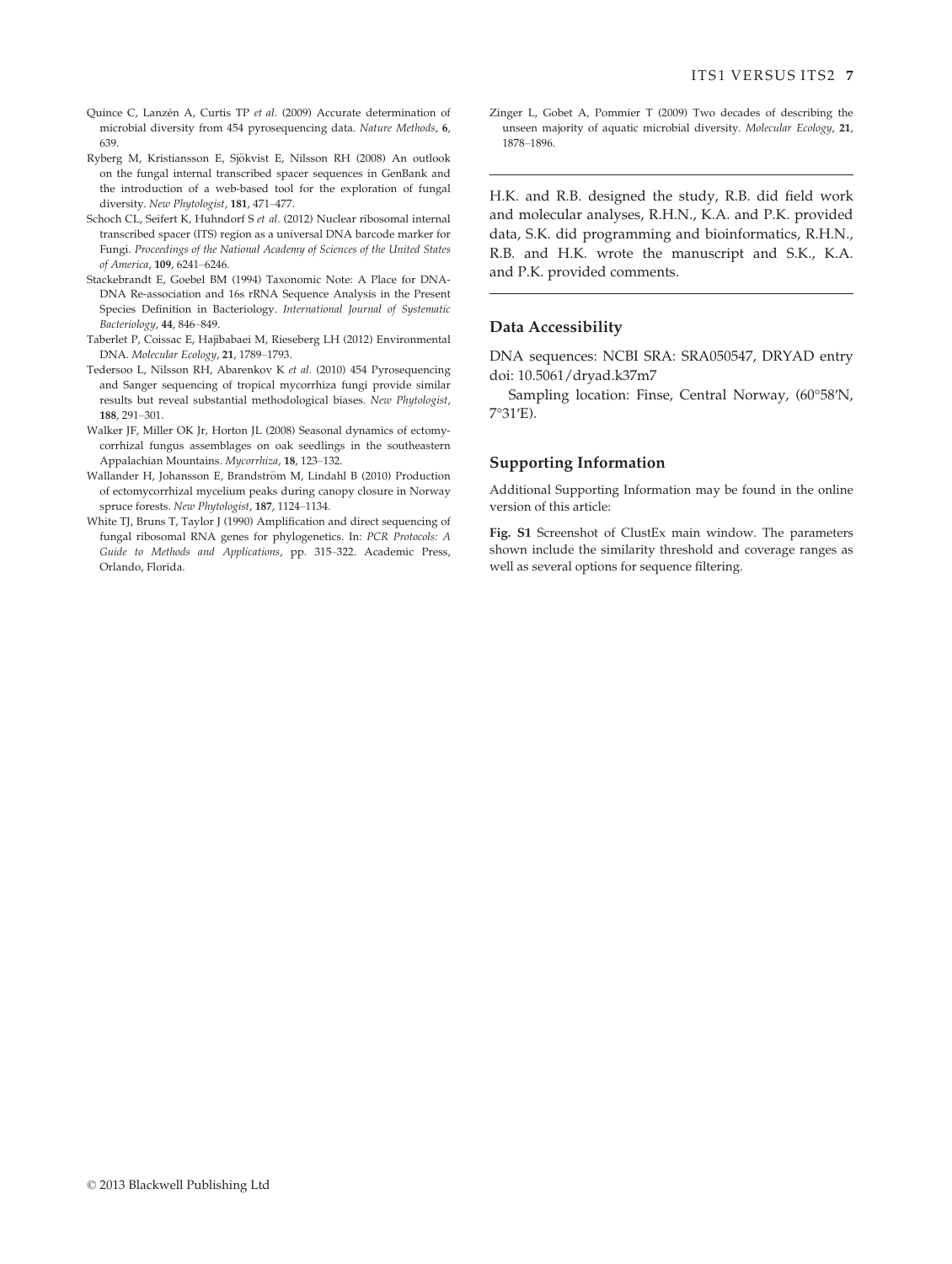Quince C, Lanzén A, Curtis TP *et al.* (2009) Accurate determination of microbial diversity from 454 pyrosequencing data. *Nature Methods*, **6**, 639.

Ryberg M, Kristiansson E, Sjökvist E, Nilsson RH (2008) An outlook on the fungal internal transcribed spacer sequences in GenBank and the introduction of a web-based tool for the exploration of fungal diversity. *New Phytologist*, **181**, 471–477.

Schoch CL, Seifert K, Huhndorf S *et al.* (2012) Nuclear ribosomal internal transcribed spacer (ITS) region as a universal DNA barcode marker for Fungi. *Proceedings of the National Academy of Sciences of the United States of America*, **109**, 6241–6246.

Stackebrandt E, Goebel BM (1994) Taxonomic Note: A Place for DNA-DNA Re-association and 16s rRNA Sequence Analysis in the Present Species Definition in Bacteriology. *International Journal of Systematic Bacteriology*, **44**, 846–849.

Taberlet P, Coissac E, Hajibabaei M, Rieseberg LH (2012) Environmental DNA. *Molecular Ecology*, **21**, 1789–1793.

Tedersoo L, Nilsson RH, Abarenkov K *et al.* (2010) 454 Pyrosequencing and Sanger sequencing of tropical mycorrhiza fungi provide similar results but reveal substantial methodological biases. *New Phytologist*, **188**, 291–301.

Walker JF, Miller OK Jr, Horton JL (2008) Seasonal dynamics of ectomycorrhizal fungus assemblages on oak seedlings in the southeastern Appalachian Mountains. *Mycorrhiza*, **18**, 123–132.

Wallander H, Johansson E, Brandström M, Lindahl B (2010) Production of ectomycorrhizal mycelium peaks during canopy closure in Norway spruce forests. *New Phytologist*, **187**, 1124–1134.

White TJ, Bruns T, Taylor J (1990) Amplification and direct sequencing of fungal ribosomal RNA genes for phylogenetics. In: *PCR Protocols: A Guide to Methods and Applications*, pp. 315–322. Academic Press, Orlando, Florida.

Zinger L, Gobet A, Pommier T (2009) Two decades of describing the unseen majority of aquatic microbial diversity. *Molecular Ecology*, **21**, 1878–1896.

---

H.K. and R.B. designed the study, R.B. did field work and molecular analyses, R.H.N., K.A. and P.K. provided data, S.K. did programming and bioinformatics, R.H.N., R.B. and H.K. wrote the manuscript and S.K., K.A. and P.K. provided comments.

---

## Data Accessibility

DNA sequences: NCBI SRA: SRA050547, DRYAD entry doi: 10.5061/dryad.k37m7

Sampling location: Finse, Central Norway, (60°58′N, 7°31′E).

## Supporting Information

Additional Supporting Information may be found in the online version of this article:

**Fig. S1** Screenshot of ClustEx main window. The parameters shown include the similarity threshold and coverage ranges as well as several options for sequence filtering.